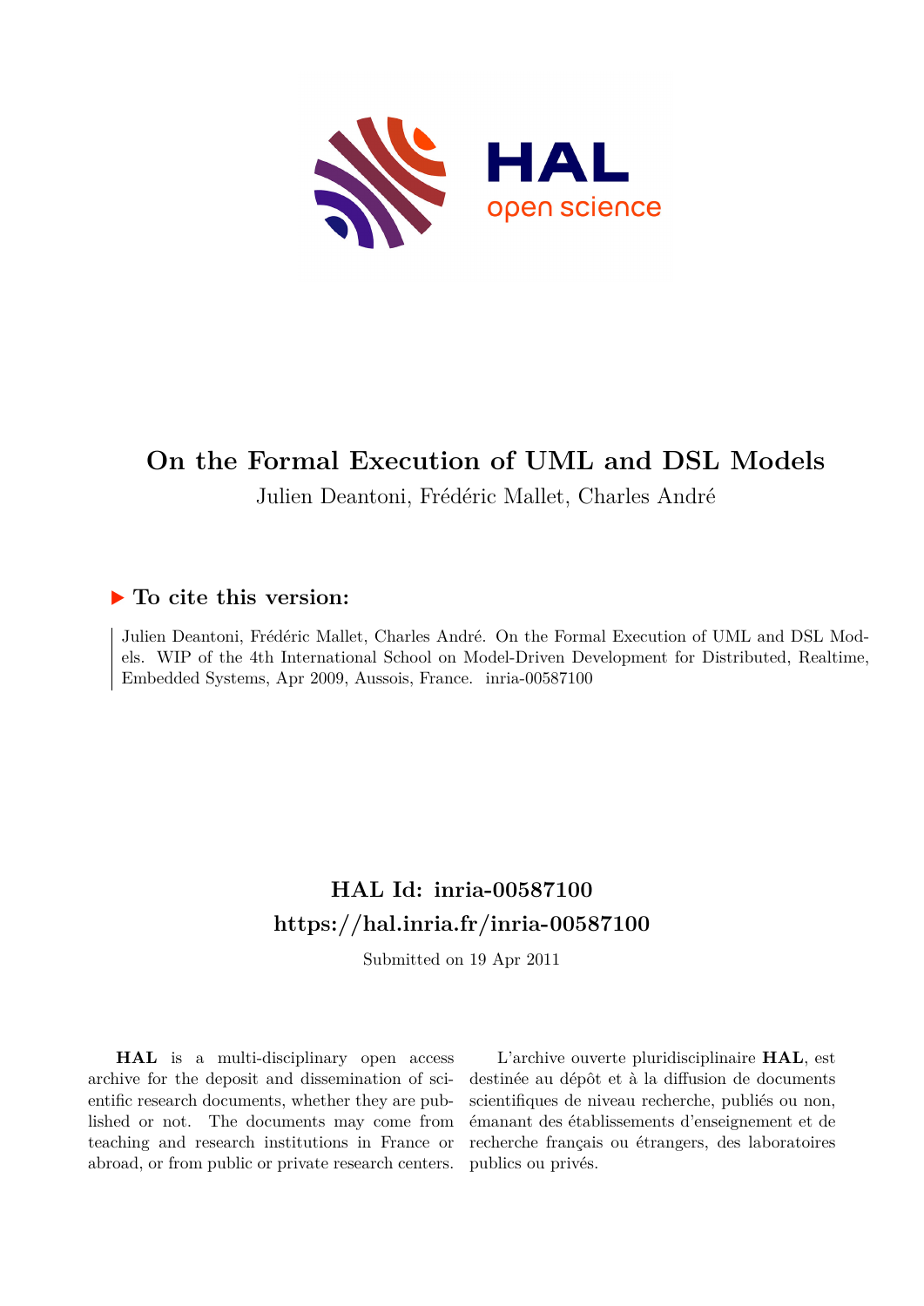# On the Formal Execution of UML and DSL Models

Julien Deantoni, Frédéric Mallet, Charles André

## ▶ To cite this version:

Julien Deantoni, Frédéric Mallet, Charles André. On the Formal Execution of UML and DSL Models. WIP of the 4th International School on Model-Driven Development for Distributed, Realtime, Embedded Systems, Apr 2009, Aussois, France. inria-00587100

## HAL Id: inria-00587100

## https://hal.inria.fr/inria-00587100

Submitted on 19 Apr 2011

**HAL** is a multi-disciplinary open access archive for the deposit and dissemination of scientific research documents, whether they are published or not. The documents may come from teaching and research institutions in France or abroad, or from public or private research centers.

L'archive ouverte pluridisciplinaire **HAL**, est destinée au dépôt et à la diffusion de documents scientifiques de niveau recherche, publiés ou non, émanant des établissements d'enseignement et de recherche français ou étrangers, des laboratoires publics ou privés.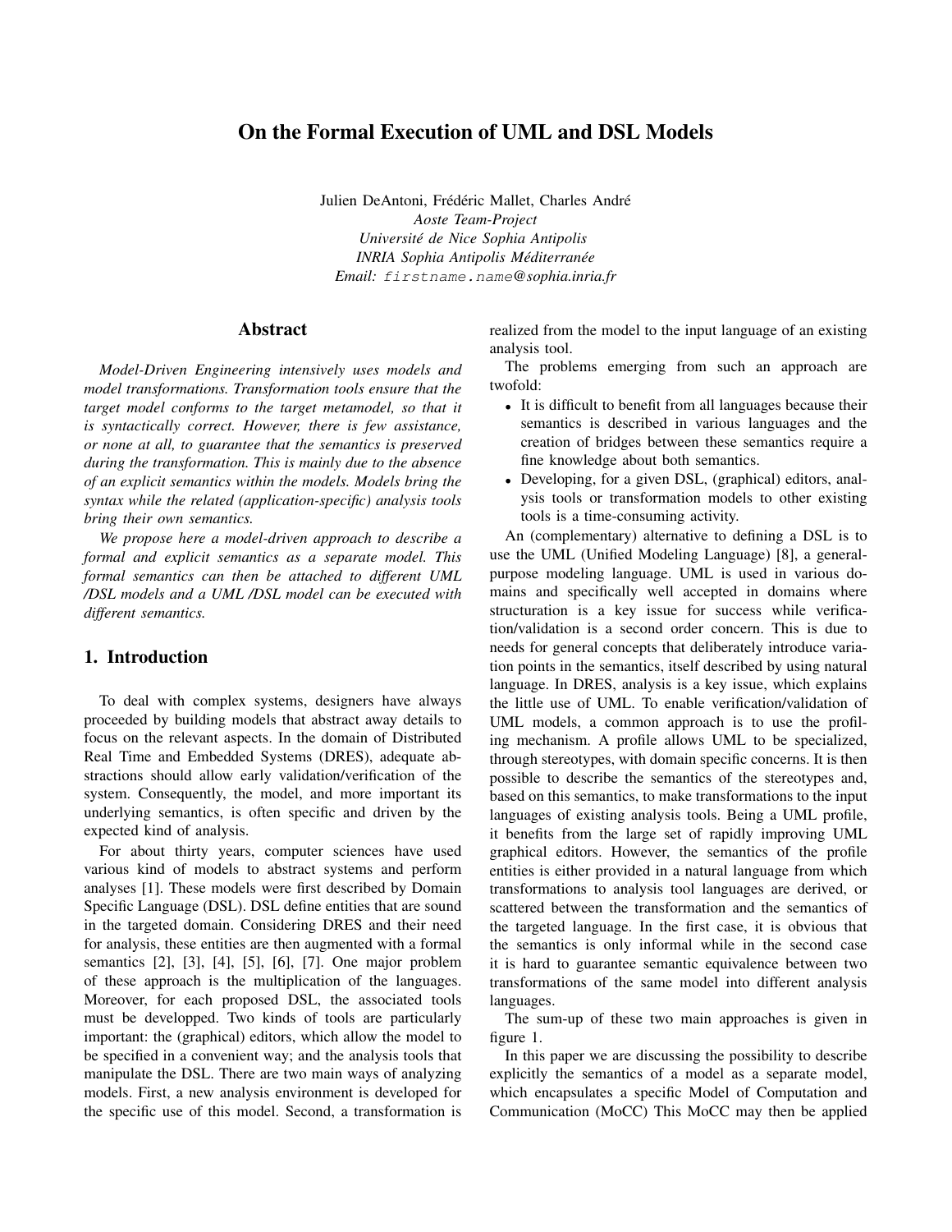# On the Formal Execution of UML and DSL Models

Julien DeAntoni, Frédéric Mallet, Charles André
*Aoste Team-Project*
*Université de Nice Sophia Antipolis*
*INRIA Sophia Antipolis Méditerranée*
*Email: firstname.name@sophia.inria.fr*

## Abstract

*Model-Driven Engineering intensively uses models and model transformations. Transformation tools ensure that the target model conforms to the target metamodel, so that it is syntactically correct. However, there is few assistance, or none at all, to guarantee that the semantics is preserved during the transformation. This is mainly due to the absence of an explicit semantics within the models. Models bring the syntax while the related (application-specific) analysis tools bring their own semantics.*

*We propose here a model-driven approach to describe a formal and explicit semantics as a separate model. This formal semantics can then be attached to different UML /DSL models and a UML /DSL model can be executed with different semantics.*

## 1. Introduction

To deal with complex systems, designers have always proceeded by building models that abstract away details to focus on the relevant aspects. In the domain of Distributed Real Time and Embedded Systems (DRES), adequate abstractions should allow early validation/verification of the system. Consequently, the model, and more important its underlying semantics, is often specific and driven by the expected kind of analysis.

For about thirty years, computer sciences have used various kind of models to abstract systems and perform analyses [1]. These models were first described by Domain Specific Language (DSL). DSL define entities that are sound in the targeted domain. Considering DRES and their need for analysis, these entities are then augmented with a formal semantics [2], [3], [4], [5], [6], [7]. One major problem of these approach is the multiplication of the languages. Moreover, for each proposed DSL, the associated tools must be developped. Two kinds of tools are particularly important: the (graphical) editors, which allow the model to be specified in a convenient way; and the analysis tools that manipulate the DSL. There are two main ways of analyzing models. First, a new analysis environment is developed for the specific use of this model. Second, a transformation is realized from the model to the input language of an existing analysis tool.

The problems emerging from such an approach are twofold:

- It is difficult to benefit from all languages because their semantics is described in various languages and the creation of bridges between these semantics require a fine knowledge about both semantics.
- Developing, for a given DSL, (graphical) editors, analysis tools or transformation models to other existing tools is a time-consuming activity.

An (complementary) alternative to defining a DSL is to use the UML (Unified Modeling Language) [8], a general-purpose modeling language. UML is used in various domains and specifically well accepted in domains where structuration is a key issue for success while verification/validation is a second order concern. This is due to needs for general concepts that deliberately introduce variation points in the semantics, itself described by using natural language. In DRES, analysis is a key issue, which explains the little use of UML. To enable verification/validation of UML models, a common approach is to use the profiling mechanism. A profile allows UML to be specialized, through stereotypes, with domain specific concerns. It is then possible to describe the semantics of the stereotypes and, based on this semantics, to make transformations to the input languages of existing analysis tools. Being a UML profile, it benefits from the large set of rapidly improving UML graphical editors. However, the semantics of the profile entities is either provided in a natural language from which transformations to analysis tool languages are derived, or scattered between the transformation and the semantics of the targeted language. In the first case, it is obvious that the semantics is only informal while in the second case it is hard to guarantee semantic equivalence between two transformations of the same model into different analysis languages.

The sum-up of these two main approaches is given in figure 1.

In this paper we are discussing the possibility to describe explicitly the semantics of a model as a separate model, which encapsulates a specific Model of Computation and Communication (MoCC) This MoCC may then be applied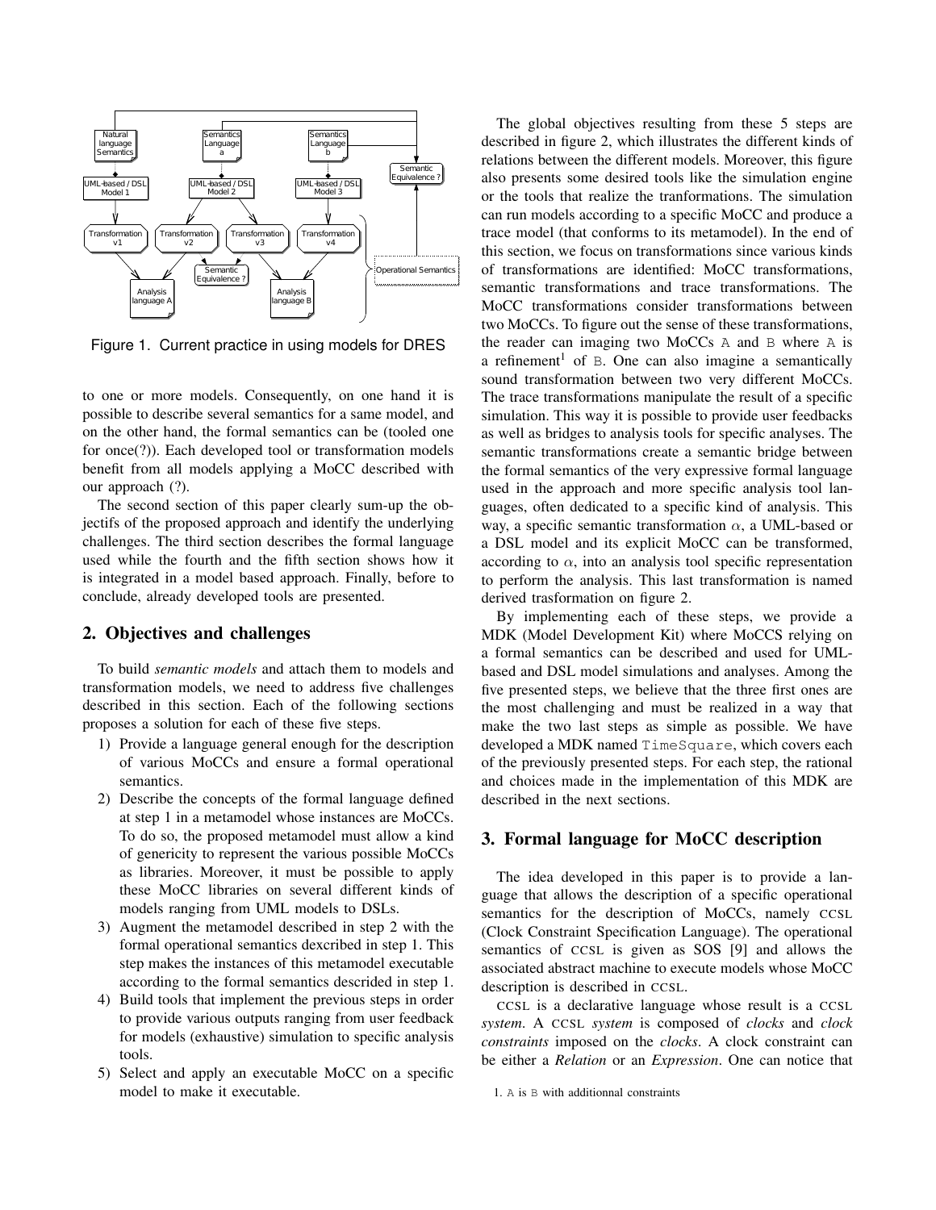Natural language Semantics

Semantics Language a

Semantics Language b

Semantic Equivalence ?

UML-based / DSL Model 1

UML-based / DSL Model 2

UML-based / DSL Model 3

Transformation v1

Transformation v2

Transformation v3

Transformation v4

Semantic Equivalence ?

Operational Semantics

Analysis language A

Analysis language B

Figure 1. Current practice in using models for DRES

to one or more models. Consequently, on one hand it is possible to describe several semantics for a same model, and on the other hand, the formal semantics can be (tooled one for once(?)). Each developed tool or transformation models benefit from all models applying a MoCC described with our approach (?).

The second section of this paper clearly sum-up the objectifs of the proposed approach and identify the underlying challenges. The third section describes the formal language used while the fourth and the fifth section shows how it is integrated in a model based approach. Finally, before to conclude, already developed tools are presented.

## 2. Objectives and challenges

To build *semantic models* and attach them to models and transformation models, we need to address five challenges described in this section. Each of the following sections proposes a solution for each of these five steps.

1) Provide a language general enough for the description of various MoCCs and ensure a formal operational semantics.
2) Describe the concepts of the formal language defined at step 1 in a metamodel whose instances are MoCCs. To do so, the proposed metamodel must allow a kind of genericity to represent the various possible MoCCs as libraries. Moreover, it must be possible to apply these MoCC libraries on several different kinds of models ranging from UML models to DSLs.
3) Augment the metamodel described in step 2 with the formal operational semantics dexcribed in step 1. This step makes the instances of this metamodel executable according to the formal semantics descrided in step 1.
4) Build tools that implement the previous steps in order to provide various outputs ranging from user feedback for models (exhaustive) simulation to specific analysis tools.
5) Select and apply an executable MoCC on a specific model to make it executable.

The global objectives resulting from these 5 steps are described in figure 2, which illustrates the different kinds of relations between the different models. Moreover, this figure also presents some desired tools like the simulation engine or the tools that realize the tranformations. The simulation can run models according to a specific MoCC and produce a trace model (that conforms to its metamodel). In the end of this section, we focus on transformations since various kinds of transformations are identified: MoCC transformations, semantic transformations and trace transformations. The MoCC transformations consider transformations between two MoCCs. To figure out the sense of these transformations, the reader can imaging two MoCCs `A` and `B` where `A` is a refinement[1] of `B`. One can also imagine a semantically sound transformation between two very different MoCCs. The trace transformations manipulate the result of a specific simulation. This way it is possible to provide user feedbacks as well as bridges to analysis tools for specific analyses. The semantic transformations create a semantic bridge between the formal semantics of the very expressive formal language used in the approach and more specific analysis tool languages, often dedicated to a specific kind of analysis. This way, a specific semantic transformation $\alpha$, a UML-based or a DSL model and its explicit MoCC can be transformed, according to $\alpha$, into an analysis tool specific representation to perform the analysis. This last transformation is named derived trasformation on figure 2.

By implementing each of these steps, we provide a MDK (Model Development Kit) where MoCCS relying on a formal semantics can be described and used for UML-based and DSL model simulations and analyses. Among the five presented steps, we believe that the three first ones are the most challenging and must be realized in a way that make the two last steps as simple as possible. We have developed a MDK named `TimeSquare`, which covers each of the previously presented steps. For each step, the rational and choices made in the implementation of this MDK are described in the next sections.

## 3. Formal language for MoCC description

The idea developed in this paper is to provide a language that allows the description of a specific operational semantics for the description of MoCCs, namely CCSL (Clock Constraint Specification Language). The operational semantics of CCSL is given as SOS [9] and allows the associated abstract machine to execute models whose MoCC description is described in CCSL.

CCSL is a declarative language whose result is a CCSL *system*. A CCSL *system* is composed of *clocks* and *clock constraints* imposed on the *clocks*. A clock constraint can be either a *Relation* or an *Expression*. One can notice that

1. `A` is `B` with additionnal constraints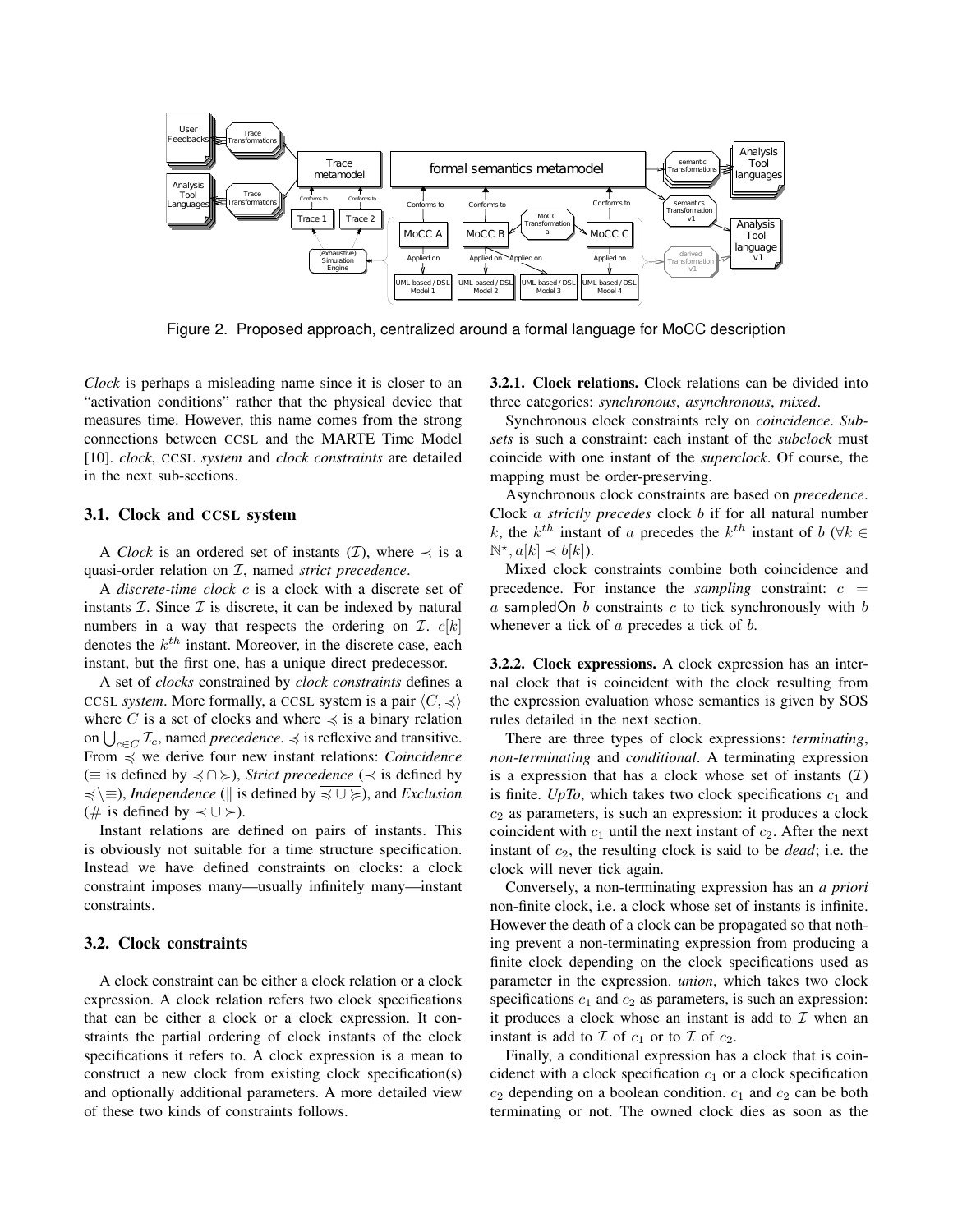Figure 2. Proposed approach, centralized around a formal language for MoCC description

*Clock* is perhaps a misleading name since it is closer to an "activation conditions" rather that the physical device that measures time. However, this name comes from the strong connections between CCSL and the MARTE Time Model [10]. *clock*, CCSL *system* and *clock constraints* are detailed in the next sub-sections.

### 3.1. Clock and CCSL system

A *Clock* is an ordered set of instants ($\mathcal{I}$), where $\prec$ is a quasi-order relation on $\mathcal{I}$, named *strict precedence*.

A *discrete-time clock* $c$ is a clock with a discrete set of instants $\mathcal{I}$. Since $\mathcal{I}$ is discrete, it can be indexed by natural numbers in a way that respects the ordering on $\mathcal{I}$. $c[k]$ denotes the $k^{th}$ instant. Moreover, in the discrete case, each instant, but the first one, has a unique direct predecessor.

A set of *clocks* constrained by *clock constraints* defines a CCSL *system*. More formally, a CCSL system is a pair $\langle C, \preccurlyeq \rangle$ where $C$ is a set of clocks and where $\preccurlyeq$ is a binary relation on $\bigcup_{c \in C} \mathcal{I}_c$, named *precedence*. $\preccurlyeq$ is reflexive and transitive. From $\preccurlyeq$ we derive four new instant relations: *Coincidence* ($\equiv$ is defined by $\preccurlyeq \cap \succcurlyeq$), *Strict precedence* ($\prec$ is defined by $\preccurlyeq \setminus \equiv$), *Independence* ($\parallel$ is defined by $\overline{\preccurlyeq \cup \succcurlyeq}$), and *Exclusion* ($\#$ is defined by $\prec \cup \succ$).

Instant relations are defined on pairs of instants. This is obviously not suitable for a time structure specification. Instead we have defined constraints on clocks: a clock constraint imposes many—usually infinitely many—instant constraints.

### 3.2. Clock constraints

A clock constraint can be either a clock relation or a clock expression. A clock relation refers two clock specifications that can be either a clock or a clock expression. It constraints the partial ordering of clock instants of the clock specifications it refers to. A clock expression is a mean to construct a new clock from existing clock specification(s) and optionally additional parameters. A more detailed view of these two kinds of constraints follows.

**3.2.1. Clock relations.** Clock relations can be divided into three categories: *synchronous*, *asynchronous*, *mixed*.

Synchronous clock constraints rely on *coincidence*. *Subsets* is such a constraint: each instant of the *subclock* must coincide with one instant of the *superclock*. Of course, the mapping must be order-preserving.

Asynchronous clock constraints are based on *precedence*. Clock $a$ *strictly precedes* clock $b$ if for all natural number $k$, the $k^{th}$ instant of $a$ precedes the $k^{th}$ instant of $b$ ($\forall k \in \mathbb{N}^\star, a[k] \prec b[k]$).

Mixed clock constraints combine both coincidence and precedence. For instance the *sampling* constraint: $c = a$ sampledOn $b$ constraints $c$ to tick synchronously with $b$ whenever a tick of $a$ precedes a tick of $b$.

**3.2.2. Clock expressions.** A clock expression has an internal clock that is coincident with the clock resulting from the expression evaluation whose semantics is given by SOS rules detailed in the next section.

There are three types of clock expressions: *terminating*, *non-terminating* and *conditional*. A terminating expression is a expression that has a clock whose set of instants ($\mathcal{I}$) is finite. *UpTo*, which takes two clock specifications $c_1$ and $c_2$ as parameters, is such an expression: it produces a clock coincident with $c_1$ until the next instant of $c_2$. After the next instant of $c_2$, the resulting clock is said to be *dead*; i.e. the clock will never tick again.

Conversely, a non-terminating expression has an *a priori* non-finite clock, i.e. a clock whose set of instants is infinite. However the death of a clock can be propagated so that nothing prevent a non-terminating expression from producing a finite clock depending on the clock specifications used as parameter in the expression. *union*, which takes two clock specifications $c_1$ and $c_2$ as parameters, is such an expression: it produces a clock whose an instant is add to $\mathcal{I}$ when an instant is add to $\mathcal{I}$ of $c_1$ or to $\mathcal{I}$ of $c_2$.

Finally, a conditional expression has a clock that is coincidenct with a clock specification $c_1$ or a clock specification $c_2$ depending on a boolean condition. $c_1$ and $c_2$ can be both terminating or not. The owned clock dies as soon as the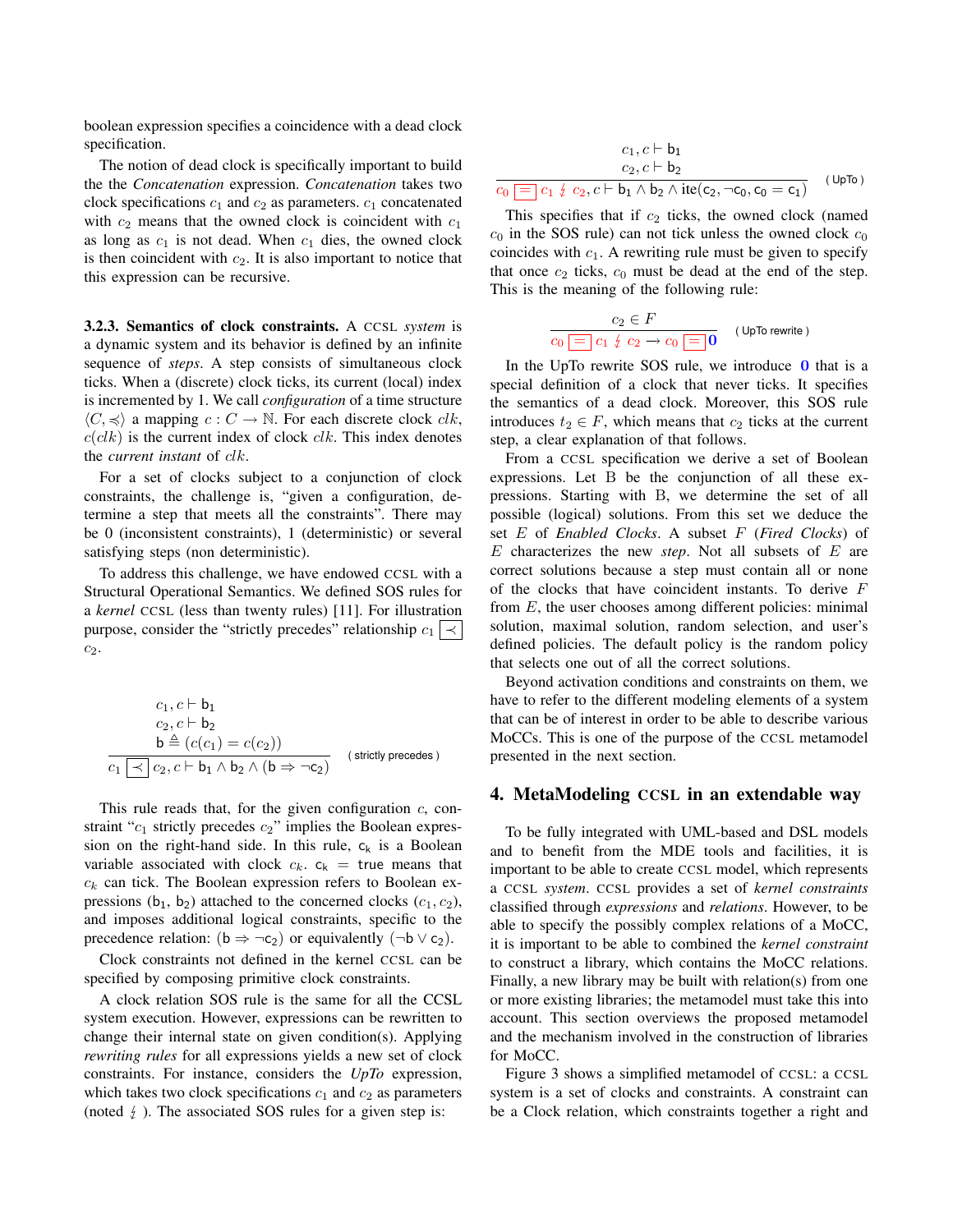boolean expression specifies a coincidence with a dead clock specification.

The notion of dead clock is specifically important to build the the *Concatenation* expression. *Concatenation* takes two clock specifications $c_1$ and $c_2$ as parameters. $c_1$ concatenated with $c_2$ means that the owned clock is coincident with $c_1$ as long as $c_1$ is not dead. When $c_1$ dies, the owned clock is then coincident with $c_2$. It is also important to notice that this expression can be recursive.

**3.2.3. Semantics of clock constraints.** A CCSL *system* is a dynamic system and its behavior is defined by an infinite sequence of *steps*. A step consists of simultaneous clock ticks. When a (discrete) clock ticks, its current (local) index is incremented by 1. We call *configuration* of a time structure $\langle C, \preccurlyeq \rangle$ a mapping $c : C \rightarrow \mathbb{N}$. For each discrete clock $clk$, $c(clk)$ is the current index of clock $clk$. This index denotes the *current instant* of $clk$.

For a set of clocks subject to a conjunction of clock constraints, the challenge is, "given a configuration, determine a step that meets all the constraints". There may be 0 (inconsistent constraints), 1 (deterministic) or several satisfying steps (non deterministic).

To address this challenge, we have endowed CCSL with a Structural Operational Semantics. We defined SOS rules for a *kernel* CCSL (less than twenty rules) [11]. For illustration purpose, consider the "strictly precedes" relationship $c_1 \boxed{\prec} c_2$.

$$\frac{\begin{array}{c} c_1, c \vdash \mathsf{b_1} \\ c_2, c \vdash \mathsf{b_2} \\ \mathsf{b} \triangleq (c(c_1) = c(c_2)) \end{array}}{c_1 \boxed{\prec} c_2, c \vdash \mathsf{b_1} \wedge \mathsf{b_2} \wedge (\mathsf{b} \Rightarrow \neg \mathsf{c_2})} \quad (\text{strictly precedes})$$

This rule reads that, for the given configuration $c$, constraint "$c_1$ strictly precedes $c_2$" implies the Boolean expression on the right-hand side. In this rule, $\mathsf{c_k}$ is a Boolean variable associated with clock $c_k$. $\mathsf{c_k} = \mathsf{true}$ means that $c_k$ can tick. The Boolean expression refers to Boolean expressions ($\mathsf{b_1}$, $\mathsf{b_2}$) attached to the concerned clocks ($c_1, c_2$), and imposes additional logical constraints, specific to the precedence relation: $(\mathsf{b} \Rightarrow \neg \mathsf{c_2})$ or equivalently $(\neg \mathsf{b} \vee \mathsf{c_2})$.

Clock constraints not defined in the kernel CCSL can be specified by composing primitive clock constraints.

A clock relation SOS rule is the same for all the CCSL system execution. However, expressions can be rewritten to change their internal state on given condition(s). Applying *rewriting rules* for all expressions yields a new set of clock constraints. For instance, considers the *UpTo* expression, which takes two clock specifications $c_1$ and $c_2$ as parameters (noted $\not\downarrow$ ). The associated SOS rules for a given step is:

$$\frac{\begin{array}{c} c_1, c \vdash \mathsf{b_1} \\ c_2, c \vdash \mathsf{b_2} \end{array}}{c_0 \boxed{=} c_1 \not\downarrow c_2, c \vdash \mathsf{b_1} \wedge \mathsf{b_2} \wedge \mathsf{ite}(\mathsf{c_2}, \neg \mathsf{c_0}, \mathsf{c_0} = \mathsf{c_1})} \quad (\text{UpTo})$$

This specifies that if $c_2$ ticks, the owned clock (named $c_0$ in the SOS rule) can not tick unless the owned clock $c_0$ coincides with $c_1$. A rewriting rule must be given to specify that once $c_2$ ticks, $c_0$ must be dead at the end of the step. This is the meaning of the following rule:

$$\frac{c_2 \in F}{c_0 \boxed{=} c_1 \not\downarrow c_2 \rightarrow c_0 \boxed{=} \mathbf{0}} \quad (\text{UpTo rewrite})$$

In the UpTo rewrite SOS rule, we introduce $\mathbf{0}$ that is a special definition of a clock that never ticks. It specifies the semantics of a dead clock. Moreover, this SOS rule introduces $t_2 \in F$, which means that $c_2$ ticks at the current step, a clear explanation of that follows.

From a CCSL specification we derive a set of Boolean expressions. Let B be the conjunction of all these expressions. Starting with B, we determine the set of all possible (logical) solutions. From this set we deduce the set $E$ of *Enabled Clocks*. A subset $F$ (*Fired Clocks*) of $E$ characterizes the new *step*. Not all subsets of $E$ are correct solutions because a step must contain all or none of the clocks that have coincident instants. To derive $F$ from $E$, the user chooses among different policies: minimal solution, maximal solution, random selection, and user's defined policies. The default policy is the random policy that selects one out of all the correct solutions.

Beyond activation conditions and constraints on them, we have to refer to the different modeling elements of a system that can be of interest in order to be able to describe various MoCCs. This is one of the purpose of the CCSL metamodel presented in the next section.

## 4. MetaModeling CCSL in an extendable way

To be fully integrated with UML-based and DSL models and to benefit from the MDE tools and facilities, it is important to be able to create CCSL model, which represents a CCSL *system*. CCSL provides a set of *kernel constraints* classified through *expressions* and *relations*. However, to be able to specify the possibly complex relations of a MoCC, it is important to be able to combined the *kernel constraint* to construct a library, which contains the MoCC relations. Finally, a new library may be built with relation(s) from one or more existing libraries; the metamodel must take this into account. This section overviews the proposed metamodel and the mechanism involved in the construction of libraries for MoCC.

Figure 3 shows a simplified metamodel of CCSL: a CCSL system is a set of clocks and constraints. A constraint can be a Clock relation, which constraints together a right and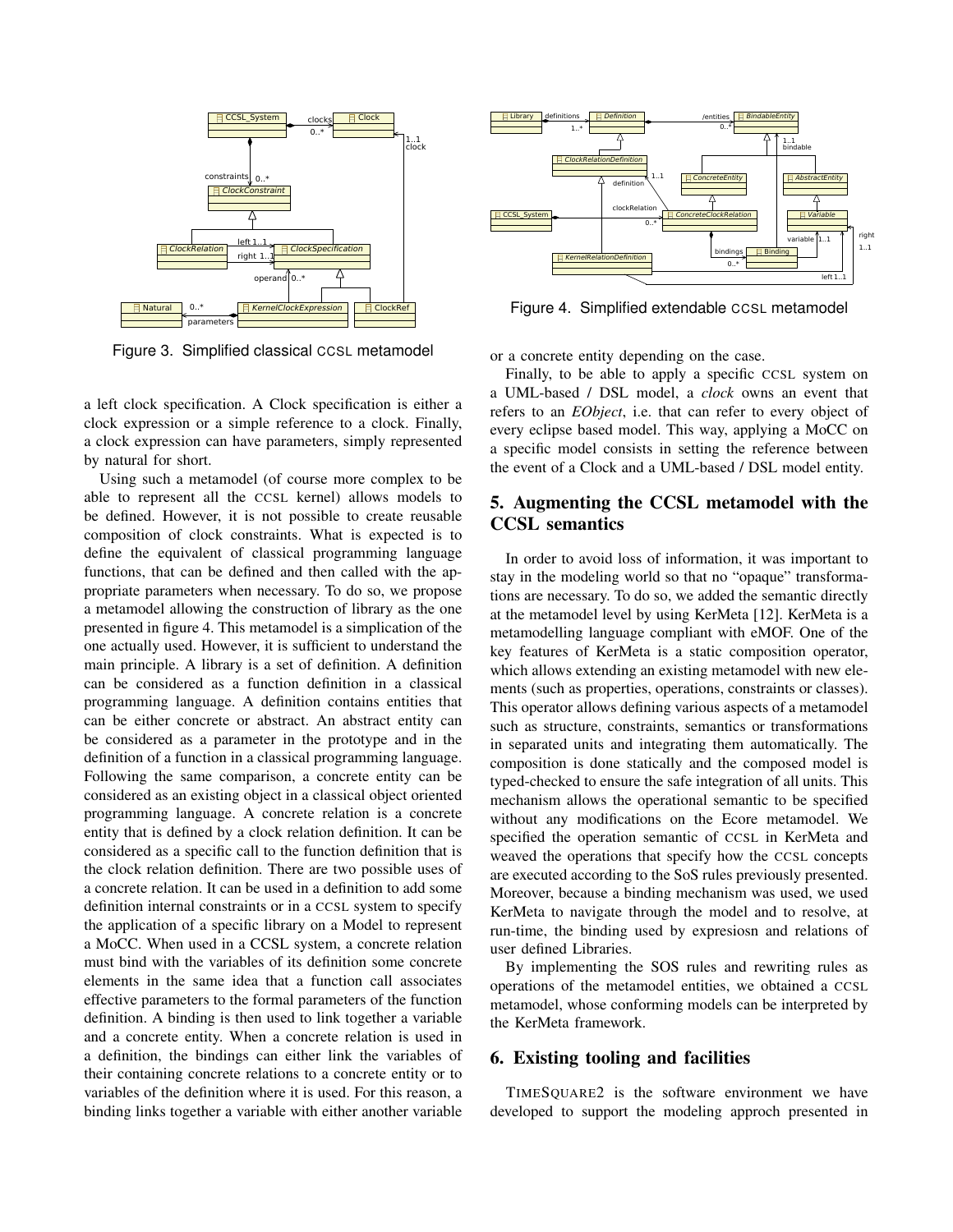Figure 3. Simplified classical CCSL metamodel

a left clock specification. A Clock specification is either a clock expression or a simple reference to a clock. Finally, a clock expression can have parameters, simply represented by natural for short.

Using such a metamodel (of course more complex to be able to represent all the CCSL kernel) allows models to be defined. However, it is not possible to create reusable composition of clock constraints. What is expected is to define the equivalent of classical programming language functions, that can be defined and then called with the appropriate parameters when necessary. To do so, we propose a metamodel allowing the construction of library as the one presented in figure 4. This metamodel is a simplication of the one actually used. However, it is sufficient to understand the main principle. A library is a set of definition. A definition can be considered as a function definition in a classical programming language. A definition contains entities that can be either concrete or abstract. An abstract entity can be considered as a parameter in the prototype and in the definition of a function in a classical programming language. Following the same comparison, a concrete entity can be considered as an existing object in a classical object oriented programming language. A concrete relation is a concrete entity that is defined by a clock relation definition. It can be considered as a specific call to the function definition that is the clock relation definition. There are two possible uses of a concrete relation. It can be used in a definition to add some definition internal constraints or in a CCSL system to specify the application of a specific library on a Model to represent a MoCC. When used in a CCSL system, a concrete relation must bind with the variables of its definition some concrete elements in the same idea that a function call associates effective parameters to the formal parameters of the function definition. A binding is then used to link together a variable and a concrete entity. When a concrete relation is used in a definition, the bindings can either link the variables of their containing concrete relations to a concrete entity or to variables of the definition where it is used. For this reason, a binding links together a variable with either another variable or a concrete entity depending on the case.

Figure 4. Simplified extendable CCSL metamodel

Finally, to be able to apply a specific CCSL system on a UML-based / DSL model, a *clock* owns an event that refers to an *EObject*, i.e. that can refer to every object of every eclipse based model. This way, applying a MoCC on a specific model consists in setting the reference between the event of a Clock and a UML-based / DSL model entity.

## 5. Augmenting the CCSL metamodel with the CCSL semantics

In order to avoid loss of information, it was important to stay in the modeling world so that no "opaque" transformations are necessary. To do so, we added the semantic directly at the metamodel level by using KerMeta [12]. KerMeta is a metamodelling language compliant with eMOF. One of the key features of KerMeta is a static composition operator, which allows extending an existing metamodel with new elements (such as properties, operations, constraints or classes). This operator allows defining various aspects of a metamodel such as structure, constraints, semantics or transformations in separated units and integrating them automatically. The composition is done statically and the composed model is typed-checked to ensure the safe integration of all units. This mechanism allows the operational semantic to be specified without any modifications on the Ecore metamodel. We specified the operation semantic of CCSL in KerMeta and weaved the operations that specify how the CCSL concepts are executed according to the SoS rules previously presented. Moreover, because a binding mechanism was used, we used KerMeta to navigate through the model and to resolve, at run-time, the binding used by expresiosn and relations of user defined Libraries.

By implementing the SOS rules and rewriting rules as operations of the metamodel entities, we obtained a CCSL metamodel, whose conforming models can be interpreted by the KerMeta framework.

## 6. Existing tooling and facilities

TIMESQUARE2 is the software environment we have developed to support the modeling approch presented in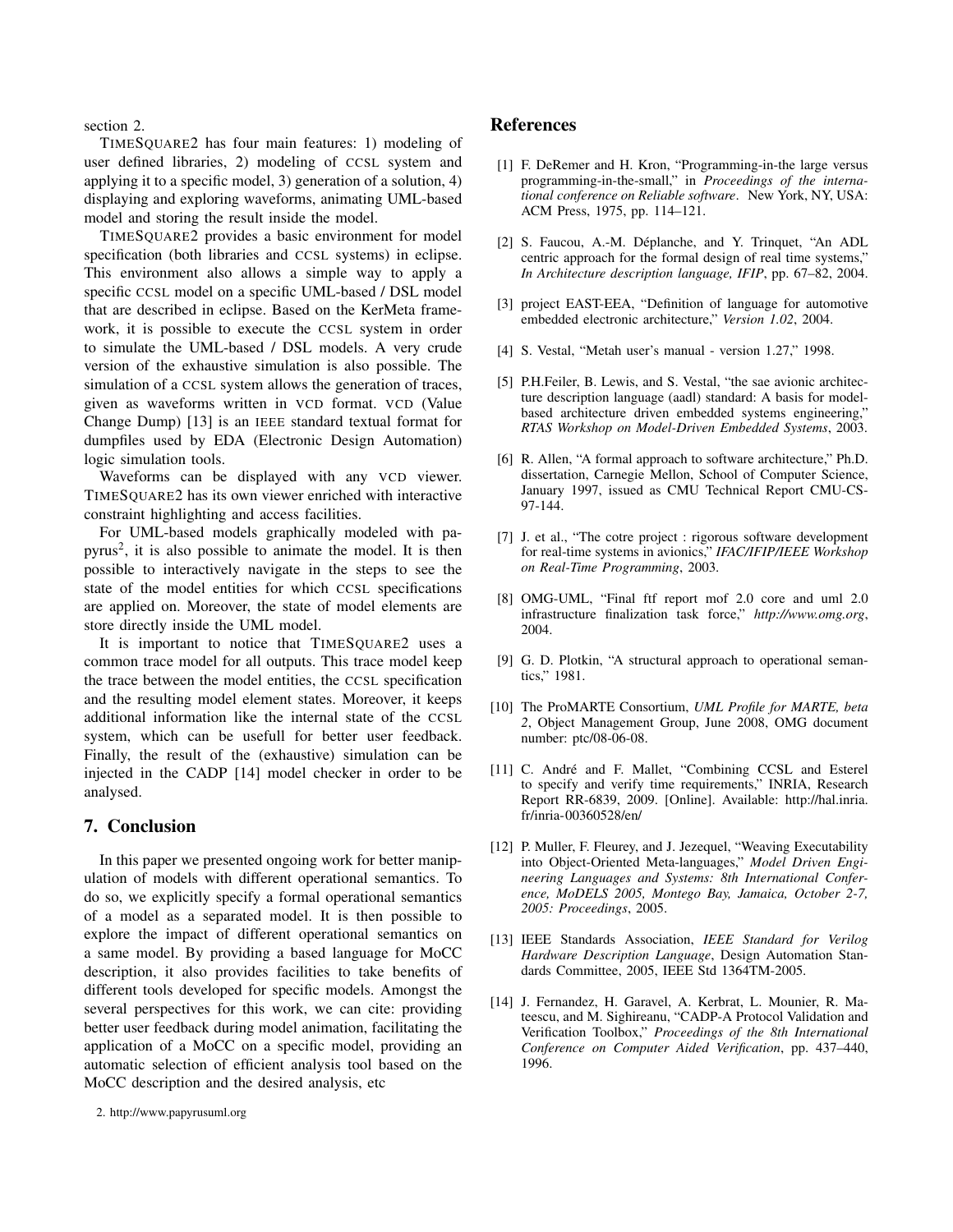section 2.

TIMESQUARE2 has four main features: 1) modeling of user defined libraries, 2) modeling of CCSL system and applying it to a specific model, 3) generation of a solution, 4) displaying and exploring waveforms, animating UML-based model and storing the result inside the model.

TIMESQUARE2 provides a basic environment for model specification (both libraries and CCSL systems) in eclipse. This environment also allows a simple way to apply a specific CCSL model on a specific UML-based / DSL model that are described in eclipse. Based on the KerMeta framework, it is possible to execute the CCSL system in order to simulate the UML-based / DSL models. A very crude version of the exhaustive simulation is also possible. The simulation of a CCSL system allows the generation of traces, given as waveforms written in VCD format. VCD (Value Change Dump) [13] is an IEEE standard textual format for dumpfiles used by EDA (Electronic Design Automation) logic simulation tools.

Waveforms can be displayed with any VCD viewer. TIMESQUARE2 has its own viewer enriched with interactive constraint highlighting and access facilities.

For UML-based models graphically modeled with papyrus[2], it is also possible to animate the model. It is then possible to interactively navigate in the steps to see the state of the model entities for which CCSL specifications are applied on. Moreover, the state of model elements are store directly inside the UML model.

It is important to notice that TIMESQUARE2 uses a common trace model for all outputs. This trace model keep the trace between the model entities, the CCSL specification and the resulting model element states. Moreover, it keeps additional information like the internal state of the CCSL system, which can be usefull for better user feedback. Finally, the result of the (exhaustive) simulation can be injected in the CADP [14] model checker in order to be analysed.

## 7. Conclusion

In this paper we presented ongoing work for better manipulation of models with different operational semantics. To do so, we explicitly specify a formal operational semantics of a model as a separated model. It is then possible to explore the impact of different operational semantics on a same model. By providing a based language for MoCC description, it also provides facilities to take benefits of different tools developed for specific models. Amongst the several perspectives for this work, we can cite: providing better user feedback during model animation, facilitating the application of a MoCC on a specific model, providing an automatic selection of efficient analysis tool based on the MoCC description and the desired analysis, etc

2. http://www.papyrusuml.org

## References

[1] F. DeRemer and H. Kron, "Programming-in-the large versus programming-in-the-small," in *Proceedings of the international conference on Reliable software*. New York, NY, USA: ACM Press, 1975, pp. 114–121.

[2] S. Faucou, A.-M. Déplanche, and Y. Trinquet, "An ADL centric approach for the formal design of real time systems," *In Architecture description language, IFIP*, pp. 67–82, 2004.

[3] project EAST-EEA, "Definition of language for automotive embedded electronic architecture," *Version 1.02*, 2004.

[4] S. Vestal, "Metah user's manual - version 1.27," 1998.

[5] P.H.Feiler, B. Lewis, and S. Vestal, "the sae avionic architecture description language (aadl) standard: A basis for model-based architecture driven embedded systems engineering," *RTAS Workshop on Model-Driven Embedded Systems*, 2003.

[6] R. Allen, "A formal approach to software architecture," Ph.D. dissertation, Carnegie Mellon, School of Computer Science, January 1997, issued as CMU Technical Report CMU-CS-97-144.

[7] J. et al., "The cotre project : rigorous software development for real-time systems in avionics," *IFAC/IFIP/IEEE Workshop on Real-Time Programming*, 2003.

[8] OMG-UML, "Final ftf report mof 2.0 core and uml 2.0 infrastructure finalization task force," *http://www.omg.org*, 2004.

[9] G. D. Plotkin, "A structural approach to operational semantics," 1981.

[10] The ProMARTE Consortium, *UML Profile for MARTE, beta 2*, Object Management Group, June 2008, OMG document number: ptc/08-06-08.

[11] C. André and F. Mallet, "Combining CCSL and Esterel to specify and verify time requirements," INRIA, Research Report RR-6839, 2009. [Online]. Available: http://hal.inria.fr/inria-00360528/en/

[12] P. Muller, F. Fleurey, and J. Jezequel, "Weaving Executability into Object-Oriented Meta-languages," *Model Driven Engineering Languages and Systems: 8th International Conference, MoDELS 2005, Montego Bay, Jamaica, October 2-7, 2005: Proceedings*, 2005.

[13] IEEE Standards Association, *IEEE Standard for Verilog Hardware Description Language*, Design Automation Standards Committee, 2005, IEEE Std 1364TM-2005.

[14] J. Fernandez, H. Garavel, A. Kerbrat, L. Mounier, R. Mateescu, and M. Sighireanu, "CADP-A Protocol Validation and Verification Toolbox," *Proceedings of the 8th International Conference on Computer Aided Verification*, pp. 437–440, 1996.